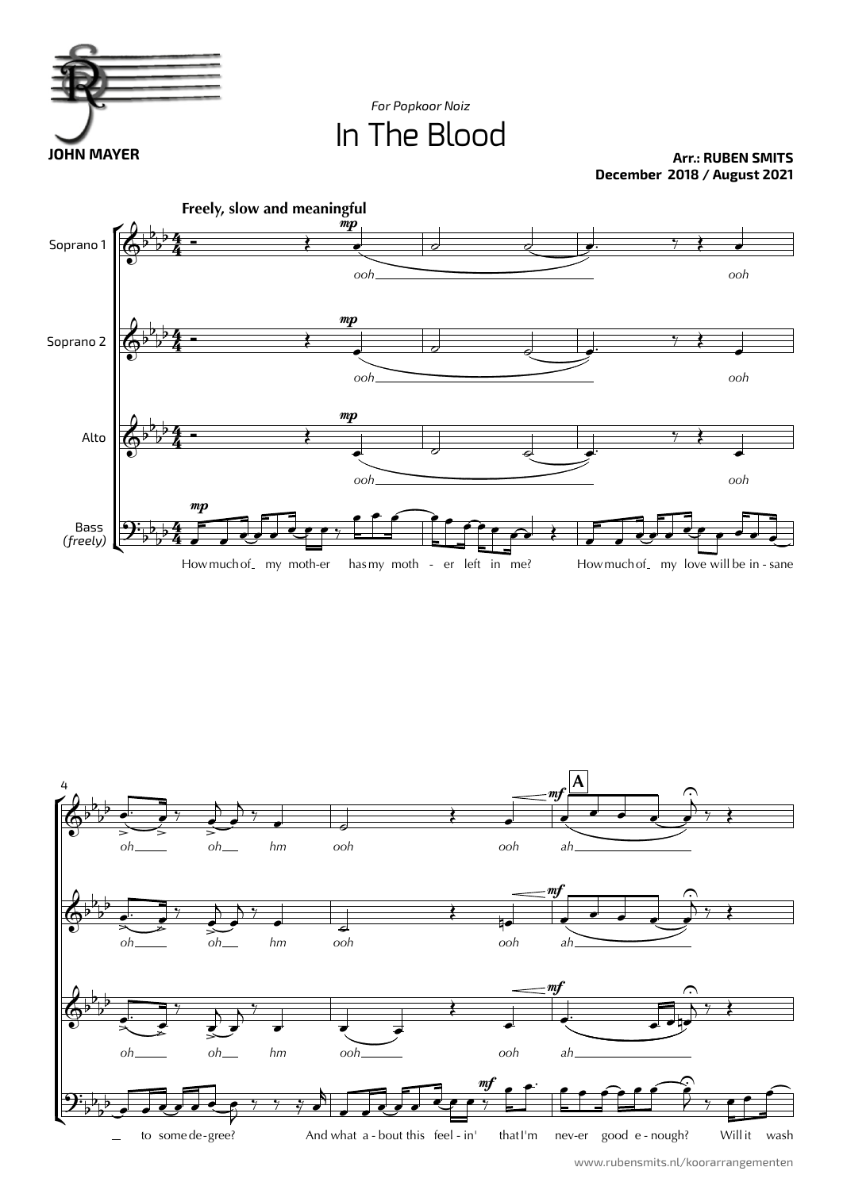*For Popkoor Noiz*

# In The Blood

**JOHN MAYER**

**Arr.: RUBEN SMITS**
**December 2018 / August 2021**

**Freely, slow and meaningful**

Soprano 1 — *mp* — *ooh* ... *ooh*

Soprano 2 — *mp* — *ooh* ... *ooh*

Alto — *mp* — *ooh* ... *ooh*

Bass *(freely)* — *mp* — How much of my moth-er has my moth - er left in me? How much of my love will be in - sane

4

Soprano 1 — *oh* *oh* *hm* *ooh* *ooh* — *mf* **A** *ah*

Soprano 2 — *oh* *oh* *hm* *ooh* *ooh* — *mf* *ah*

Alto — *oh* *oh* *hm* *ooh* *ooh* — *mf* *ah*

Bass — to some de-gree? And what a - bout this feel - in' — *mf* — that I'm nev-er good e - nough? Will it wash

www.rubensmits.nl/koorarrangementen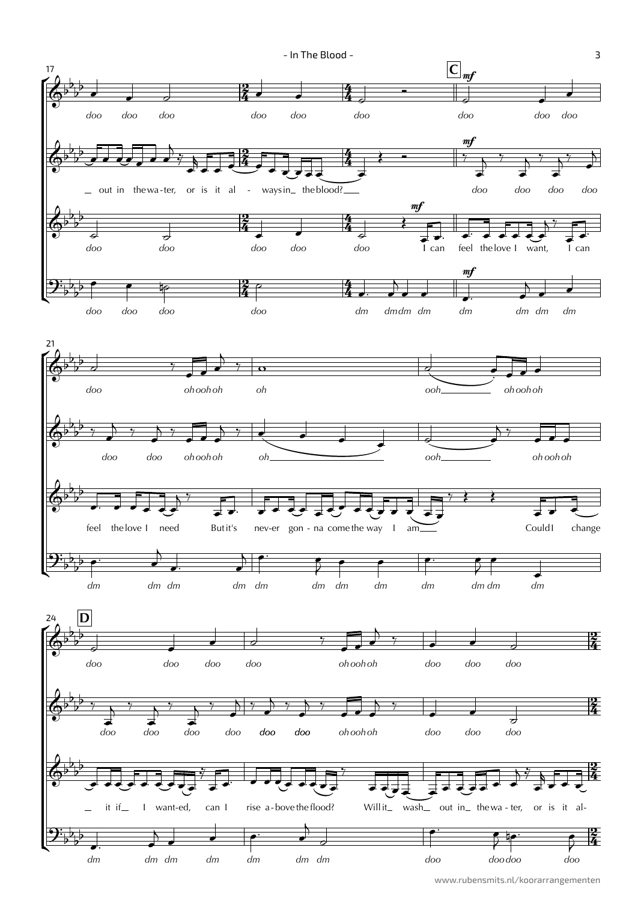17

doo doo doo doo doo doo

out in the wa - ter, or is it al - ways in the blood?

doo doo doo doo doo doo I can

doo doo doo doo dm dm dm dm

**C** *mf*

doo doo doo

doo doo doo doo

feel the love I want, I can

dm dm dm dm

21

doo oh ooh oh oh ooh oh ooh oh

doo doo oh ooh oh oh ooh oh ooh oh

feel the love I need But it's nev-er gon - na come the way I am Could I change

dm dm dm dm dm dm dm dm dm dm dm dm

24 **D**

doo doo doo doo oh ooh oh doo doo doo

doo doo doo doo doo doo oh ooh oh doo doo doo

it if I want-ed, can I rise a - bove the flood? Will it wash out in the wa - ter, or is it al-

dm dm dm dm dm dm dm doo doo doo doo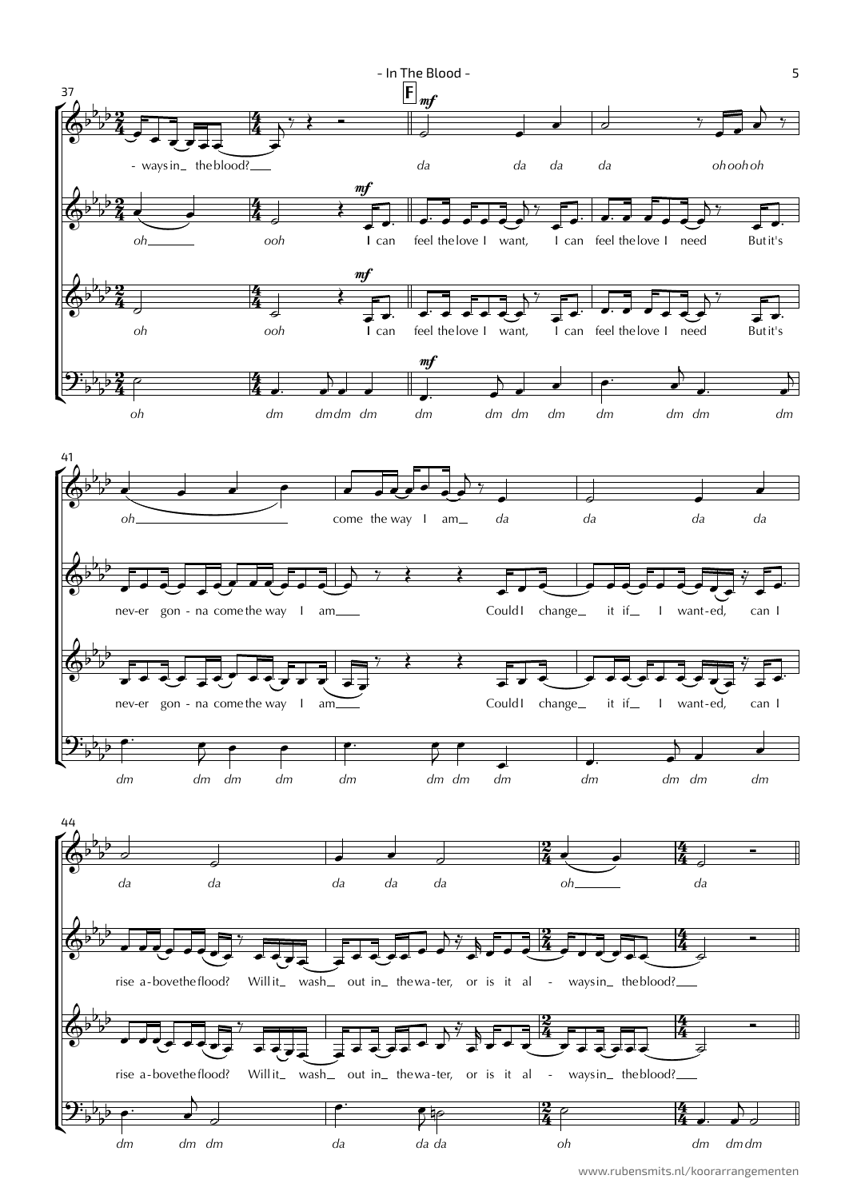**F**

37

- ways in_ the blood?___ | da da da | da oh ooh oh

oh_____ ooh I can | feel the love I want, I can | feel the love I need But it's

oh ooh I can | feel the love I want, I can | feel the love I need But it's

oh | dm dm dm dm | dm dm dm dm | dm dm dm dm

41

oh_____ | come the way I am_ da | da da da

nev-er gon - na come the way I | am___ Could I | change_ it if_ I want-ed, can I

nev-er gon - na come the way I | am___ Could I | change_ it if_ I want-ed, can I

dm dm dm dm | dm dm dm dm | dm dm dm dm

44

da da | da da da | oh_____ | da

rise a-bove the flood? Will it_ | wash_ out in_ the wa-ter, or is it al - | ways in_ the blood?___

rise a-bove the flood? Will it_ | wash_ out in_ the wa-ter, or is it al - | ways in_ the blood?___

dm dm dm | da da da | oh | dm dm dm